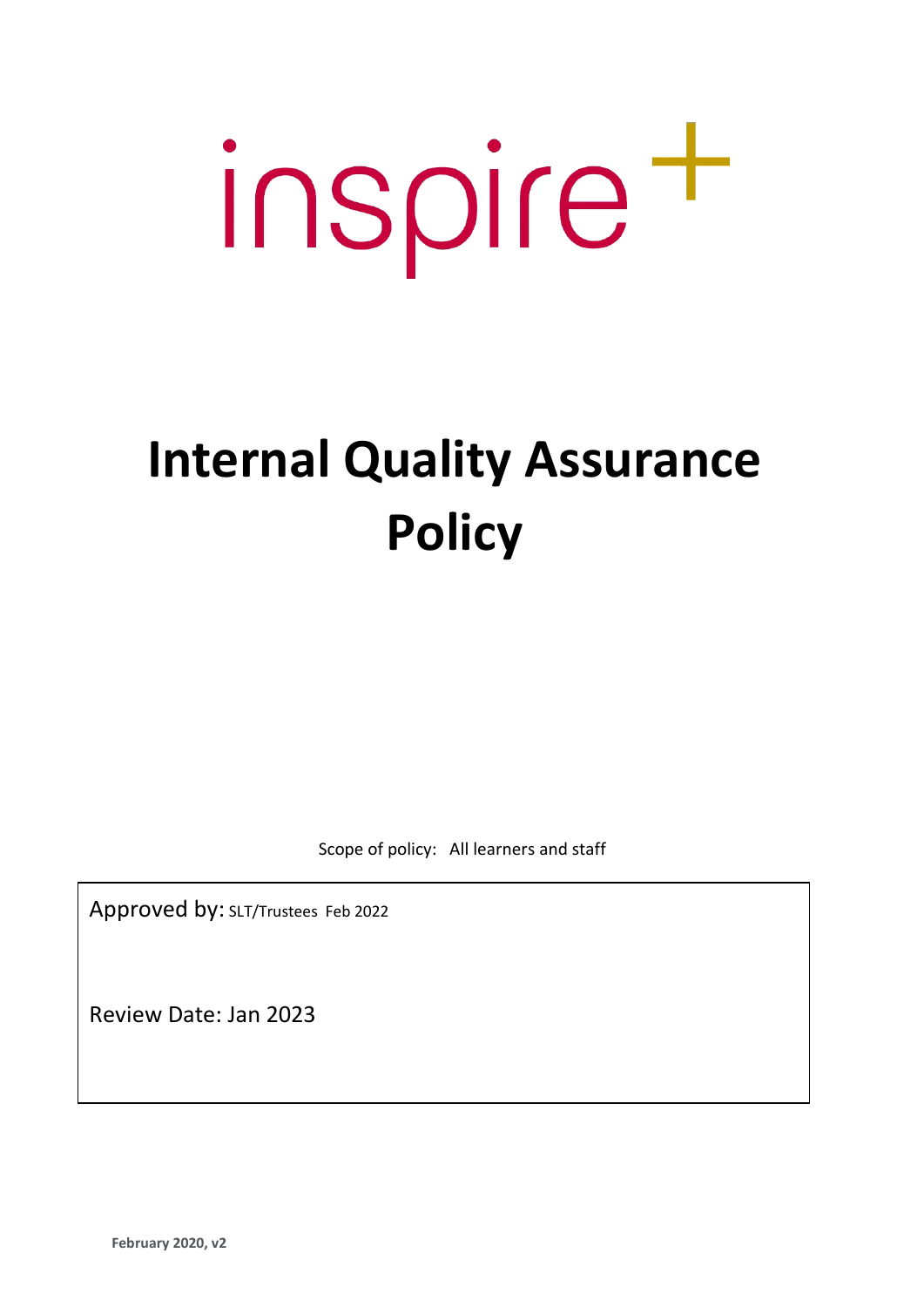inspire+

# Internal Quality Assurance Policy

Scope of policy: All learners and staff

Approved by: SLT/Trustees Feb 2022

Review Date: Jan 2023

**February 2020, v2**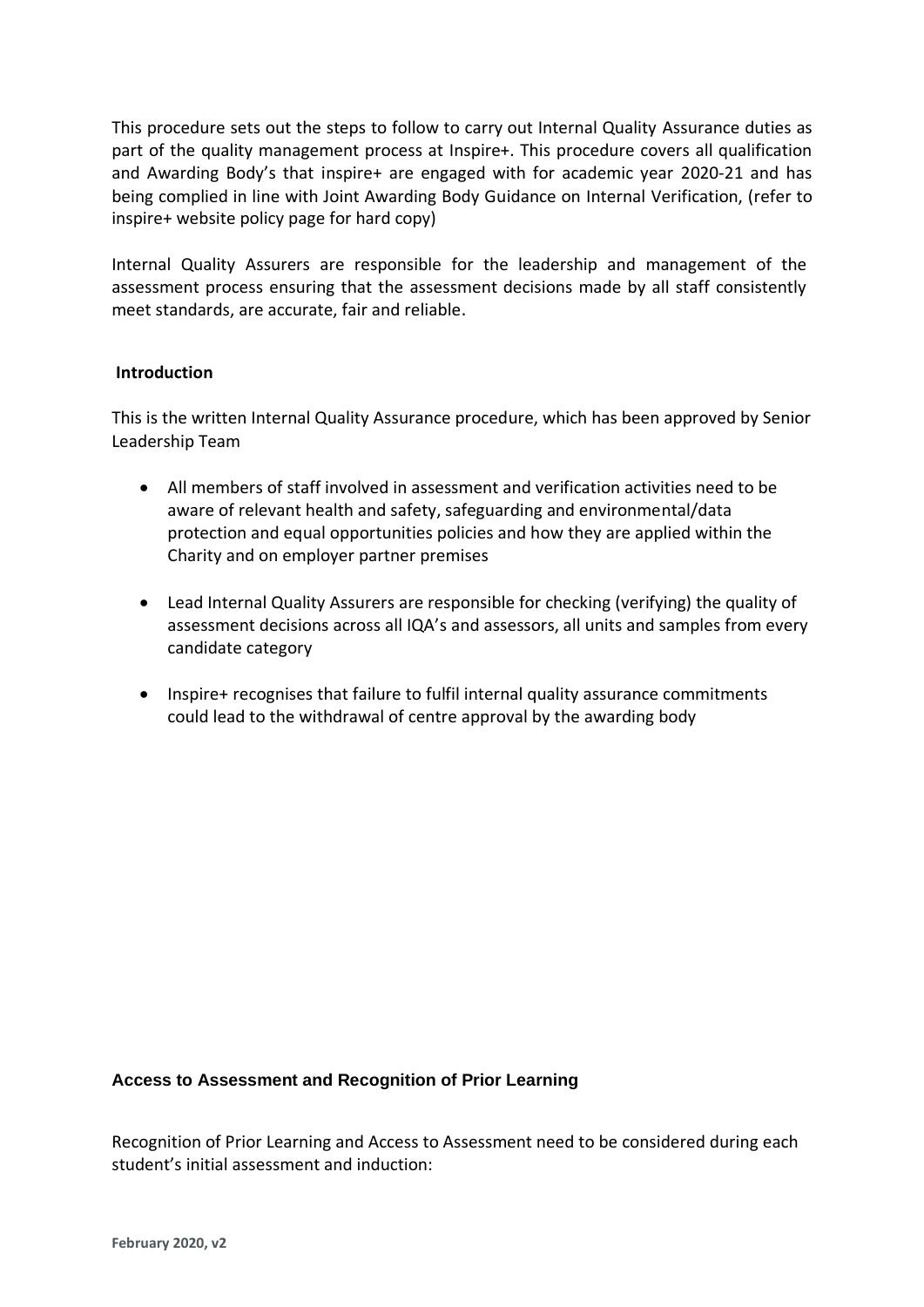This procedure sets out the steps to follow to carry out Internal Quality Assurance duties as part of the quality management process at Inspire+. This procedure covers all qualification and Awarding Body's that inspire+ are engaged with for academic year 2020-21 and has being complied in line with Joint Awarding Body Guidance on Internal Verification, (refer to inspire+ website policy page for hard copy)

Internal Quality Assurers are responsible for the leadership and management of the assessment process ensuring that the assessment decisions made by all staff consistently meet standards, are accurate, fair and reliable.

## Introduction

This is the written Internal Quality Assurance procedure, which has been approved by Senior Leadership Team

- All members of staff involved in assessment and verification activities need to be aware of relevant health and safety, safeguarding and environmental/data protection and equal opportunities policies and how they are applied within the Charity and on employer partner premises
- Lead Internal Quality Assurers are responsible for checking (verifying) the quality of assessment decisions across all IQA's and assessors, all units and samples from every candidate category
- Inspire+ recognises that failure to fulfil internal quality assurance commitments could lead to the withdrawal of centre approval by the awarding body

## Access to Assessment and Recognition of Prior Learning

Recognition of Prior Learning and Access to Assessment need to be considered during each student's initial assessment and induction: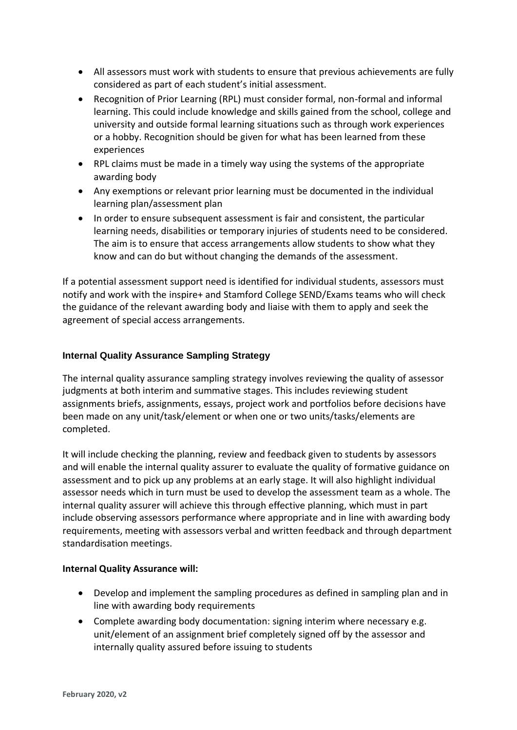- All assessors must work with students to ensure that previous achievements are fully considered as part of each student's initial assessment.
- Recognition of Prior Learning (RPL) must consider formal, non-formal and informal learning. This could include knowledge and skills gained from the school, college and university and outside formal learning situations such as through work experiences or a hobby. Recognition should be given for what has been learned from these experiences
- RPL claims must be made in a timely way using the systems of the appropriate awarding body
- Any exemptions or relevant prior learning must be documented in the individual learning plan/assessment plan
- In order to ensure subsequent assessment is fair and consistent, the particular learning needs, disabilities or temporary injuries of students need to be considered. The aim is to ensure that access arrangements allow students to show what they know and can do but without changing the demands of the assessment.

If a potential assessment support need is identified for individual students, assessors must notify and work with the inspire+ and Stamford College SEND/Exams teams who will check the guidance of the relevant awarding body and liaise with them to apply and seek the agreement of special access arrangements.

### Internal Quality Assurance Sampling Strategy

The internal quality assurance sampling strategy involves reviewing the quality of assessor judgments at both interim and summative stages. This includes reviewing student assignments briefs, assignments, essays, project work and portfolios before decisions have been made on any unit/task/element or when one or two units/tasks/elements are completed.

It will include checking the planning, review and feedback given to students by assessors and will enable the internal quality assurer to evaluate the quality of formative guidance on assessment and to pick up any problems at an early stage. It will also highlight individual assessor needs which in turn must be used to develop the assessment team as a whole. The internal quality assurer will achieve this through effective planning, which must in part include observing assessors performance where appropriate and in line with awarding body requirements, meeting with assessors verbal and written feedback and through department standardisation meetings.

**Internal Quality Assurance will:**

- Develop and implement the sampling procedures as defined in sampling plan and in line with awarding body requirements
- Complete awarding body documentation: signing interim where necessary e.g. unit/element of an assignment brief completely signed off by the assessor and internally quality assured before issuing to students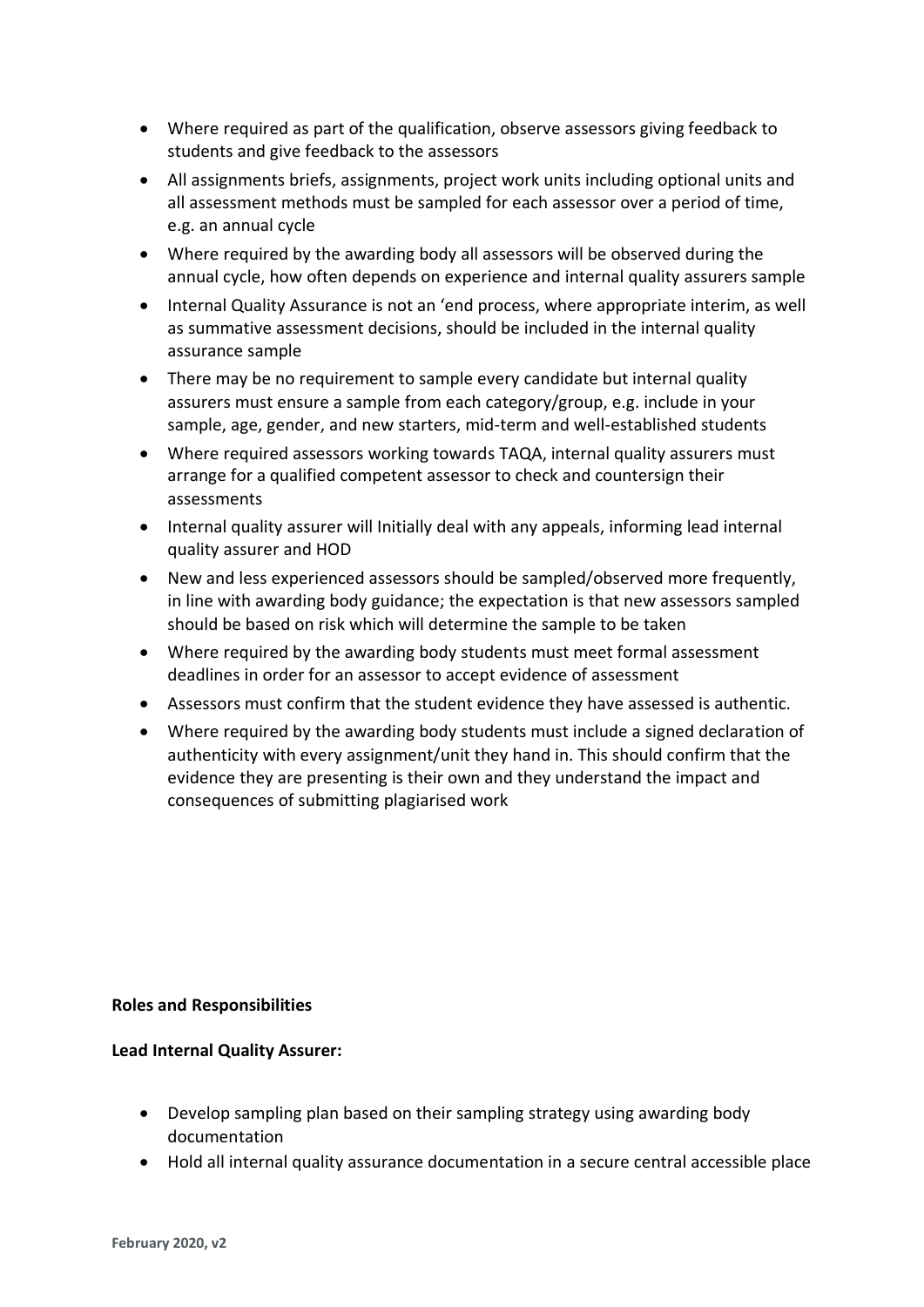- Where required as part of the qualification, observe assessors giving feedback to students and give feedback to the assessors
- All assignments briefs, assignments, project work units including optional units and all assessment methods must be sampled for each assessor over a period of time, e.g. an annual cycle
- Where required by the awarding body all assessors will be observed during the annual cycle, how often depends on experience and internal quality assurers sample
- Internal Quality Assurance is not an 'end process, where appropriate interim, as well as summative assessment decisions, should be included in the internal quality assurance sample
- There may be no requirement to sample every candidate but internal quality assurers must ensure a sample from each category/group, e.g. include in your sample, age, gender, and new starters, mid-term and well-established students
- Where required assessors working towards TAQA, internal quality assurers must arrange for a qualified competent assessor to check and countersign their assessments
- Internal quality assurer will Initially deal with any appeals, informing lead internal quality assurer and HOD
- New and less experienced assessors should be sampled/observed more frequently, in line with awarding body guidance; the expectation is that new assessors sampled should be based on risk which will determine the sample to be taken
- Where required by the awarding body students must meet formal assessment deadlines in order for an assessor to accept evidence of assessment
- Assessors must confirm that the student evidence they have assessed is authentic.
- Where required by the awarding body students must include a signed declaration of authenticity with every assignment/unit they hand in. This should confirm that the evidence they are presenting is their own and they understand the impact and consequences of submitting plagiarised work

**Roles and Responsibilities**

**Lead Internal Quality Assurer:**

- Develop sampling plan based on their sampling strategy using awarding body documentation
- Hold all internal quality assurance documentation in a secure central accessible place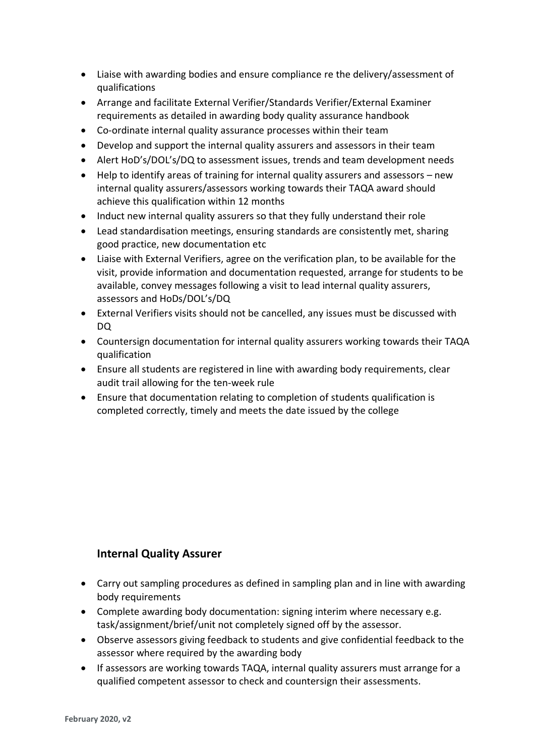- Liaise with awarding bodies and ensure compliance re the delivery/assessment of qualifications
- Arrange and facilitate External Verifier/Standards Verifier/External Examiner requirements as detailed in awarding body quality assurance handbook
- Co-ordinate internal quality assurance processes within their team
- Develop and support the internal quality assurers and assessors in their team
- Alert HoD's/DOL's/DQ to assessment issues, trends and team development needs
- Help to identify areas of training for internal quality assurers and assessors – new internal quality assurers/assessors working towards their TAQA award should achieve this qualification within 12 months
- Induct new internal quality assurers so that they fully understand their role
- Lead standardisation meetings, ensuring standards are consistently met, sharing good practice, new documentation etc
- Liaise with External Verifiers, agree on the verification plan, to be available for the visit, provide information and documentation requested, arrange for students to be available, convey messages following a visit to lead internal quality assurers, assessors and HoDs/DOL's/DQ
- External Verifiers visits should not be cancelled, any issues must be discussed with DQ
- Countersign documentation for internal quality assurers working towards their TAQA qualification
- Ensure all students are registered in line with awarding body requirements, clear audit trail allowing for the ten-week rule
- Ensure that documentation relating to completion of students qualification is completed correctly, timely and meets the date issued by the college

### Internal Quality Assurer

- Carry out sampling procedures as defined in sampling plan and in line with awarding body requirements
- Complete awarding body documentation: signing interim where necessary e.g. task/assignment/brief/unit not completely signed off by the assessor.
- Observe assessors giving feedback to students and give confidential feedback to the assessor where required by the awarding body
- If assessors are working towards TAQA, internal quality assurers must arrange for a qualified competent assessor to check and countersign their assessments.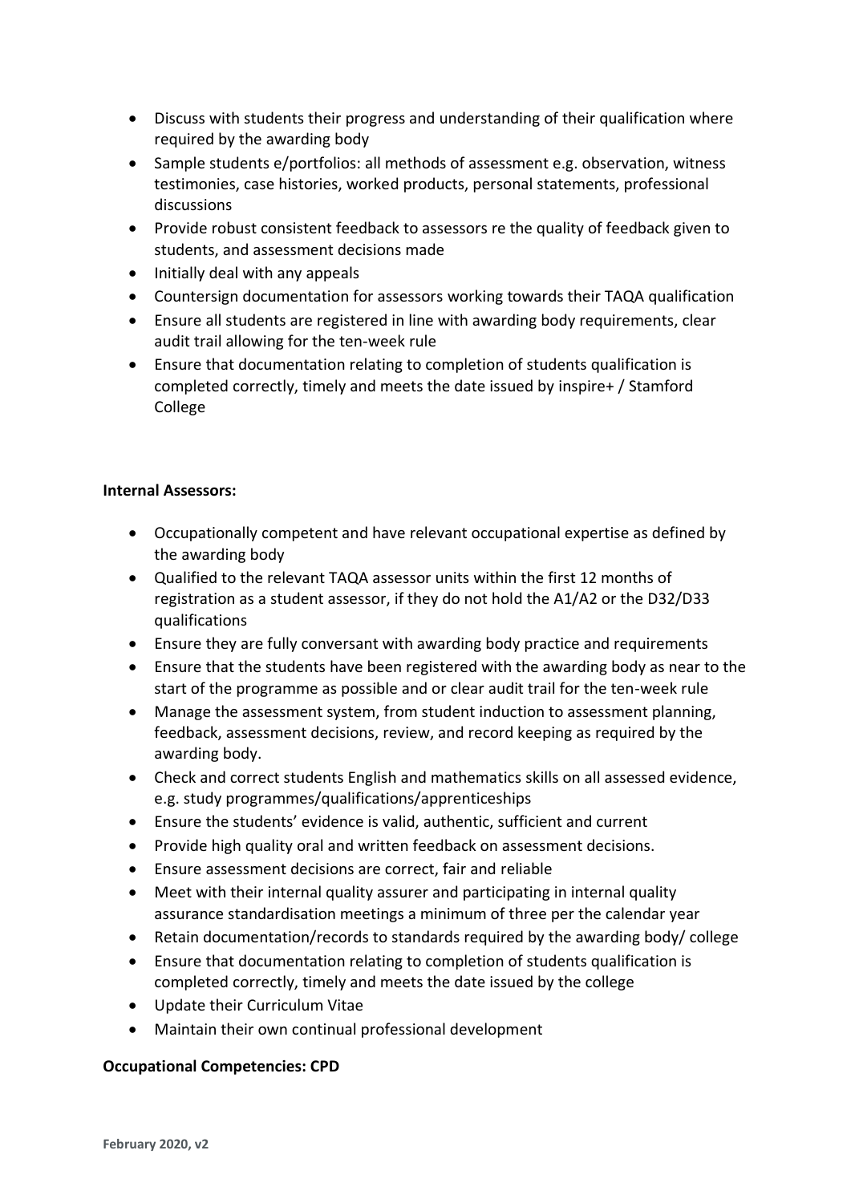- Discuss with students their progress and understanding of their qualification where required by the awarding body
- Sample students e/portfolios: all methods of assessment e.g. observation, witness testimonies, case histories, worked products, personal statements, professional discussions
- Provide robust consistent feedback to assessors re the quality of feedback given to students, and assessment decisions made
- Initially deal with any appeals
- Countersign documentation for assessors working towards their TAQA qualification
- Ensure all students are registered in line with awarding body requirements, clear audit trail allowing for the ten-week rule
- Ensure that documentation relating to completion of students qualification is completed correctly, timely and meets the date issued by inspire+ / Stamford College

**Internal Assessors:**

- Occupationally competent and have relevant occupational expertise as defined by the awarding body
- Qualified to the relevant TAQA assessor units within the first 12 months of registration as a student assessor, if they do not hold the A1/A2 or the D32/D33 qualifications
- Ensure they are fully conversant with awarding body practice and requirements
- Ensure that the students have been registered with the awarding body as near to the start of the programme as possible and or clear audit trail for the ten-week rule
- Manage the assessment system, from student induction to assessment planning, feedback, assessment decisions, review, and record keeping as required by the awarding body.
- Check and correct students English and mathematics skills on all assessed evidence, e.g. study programmes/qualifications/apprenticeships
- Ensure the students' evidence is valid, authentic, sufficient and current
- Provide high quality oral and written feedback on assessment decisions.
- Ensure assessment decisions are correct, fair and reliable
- Meet with their internal quality assurer and participating in internal quality assurance standardisation meetings a minimum of three per the calendar year
- Retain documentation/records to standards required by the awarding body/ college
- Ensure that documentation relating to completion of students qualification is completed correctly, timely and meets the date issued by the college
- Update their Curriculum Vitae
- Maintain their own continual professional development

**Occupational Competencies: CPD**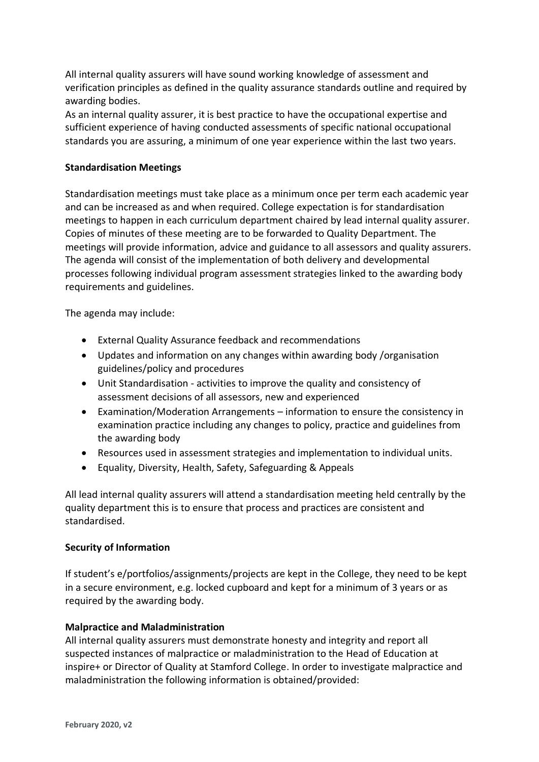All internal quality assurers will have sound working knowledge of assessment and verification principles as defined in the quality assurance standards outline and required by awarding bodies.
As an internal quality assurer, it is best practice to have the occupational expertise and sufficient experience of having conducted assessments of specific national occupational standards you are assuring, a minimum of one year experience within the last two years.

**Standardisation Meetings**

Standardisation meetings must take place as a minimum once per term each academic year and can be increased as and when required. College expectation is for standardisation meetings to happen in each curriculum department chaired by lead internal quality assurer. Copies of minutes of these meeting are to be forwarded to Quality Department. The meetings will provide information, advice and guidance to all assessors and quality assurers. The agenda will consist of the implementation of both delivery and developmental processes following individual program assessment strategies linked to the awarding body requirements and guidelines.

The agenda may include:

- External Quality Assurance feedback and recommendations
- Updates and information on any changes within awarding body /organisation guidelines/policy and procedures
- Unit Standardisation - activities to improve the quality and consistency of assessment decisions of all assessors, new and experienced
- Examination/Moderation Arrangements – information to ensure the consistency in examination practice including any changes to policy, practice and guidelines from the awarding body
- Resources used in assessment strategies and implementation to individual units.
- Equality, Diversity, Health, Safety, Safeguarding & Appeals

All lead internal quality assurers will attend a standardisation meeting held centrally by the quality department this is to ensure that process and practices are consistent and standardised.

**Security of Information**

If student's e/portfolios/assignments/projects are kept in the College, they need to be kept in a secure environment, e.g. locked cupboard and kept for a minimum of 3 years or as required by the awarding body.

**Malpractice and Maladministration**

All internal quality assurers must demonstrate honesty and integrity and report all suspected instances of malpractice or maladministration to the Head of Education at inspire+ or Director of Quality at Stamford College. In order to investigate malpractice and maladministration the following information is obtained/provided: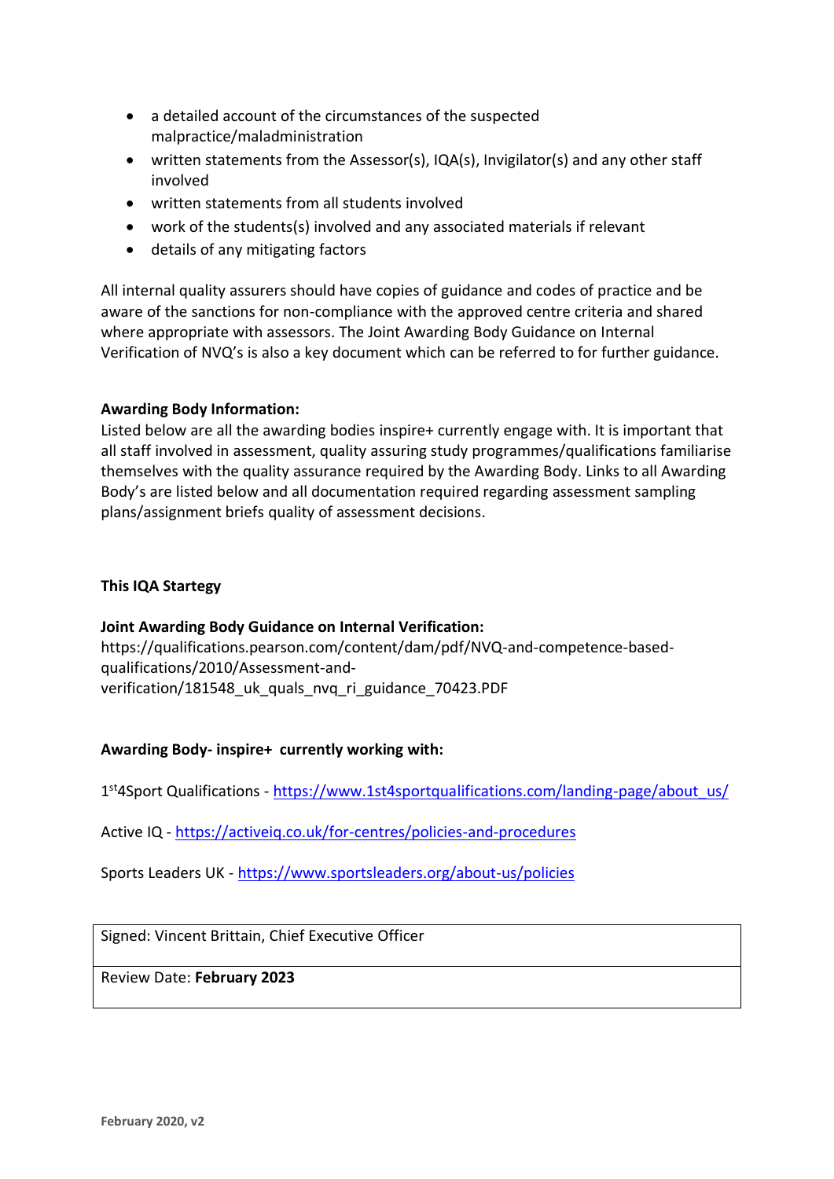- a detailed account of the circumstances of the suspected malpractice/maladministration
- written statements from the Assessor(s), IQA(s), Invigilator(s) and any other staff involved
- written statements from all students involved
- work of the students(s) involved and any associated materials if relevant
- details of any mitigating factors

All internal quality assurers should have copies of guidance and codes of practice and be aware of the sanctions for non-compliance with the approved centre criteria and shared where appropriate with assessors. The Joint Awarding Body Guidance on Internal Verification of NVQ's is also a key document which can be referred to for further guidance.

**Awarding Body Information:**
Listed below are all the awarding bodies inspire+ currently engage with. It is important that all staff involved in assessment, quality assuring study programmes/qualifications familiarise themselves with the quality assurance required by the Awarding Body. Links to all Awarding Body's are listed below and all documentation required regarding assessment sampling plans/assignment briefs quality of assessment decisions.

**This IQA Startegy**

**Joint Awarding Body Guidance on Internal Verification:**
https://qualifications.pearson.com/content/dam/pdf/NVQ-and-competence-based-qualifications/2010/Assessment-and-verification/181548_uk_quals_nvq_ri_guidance_70423.PDF

**Awarding Body- inspire+ currently working with:**

1st4Sport Qualifications - https://www.1st4sportqualifications.com/landing-page/about_us/

Active IQ - https://activeiq.co.uk/for-centres/policies-and-procedures

Sports Leaders UK - https://www.sportsleaders.org/about-us/policies

| |
|---|
| Signed: Vincent Brittain, Chief Executive Officer |
| Review Date: **February 2023** |

February 2020, v2